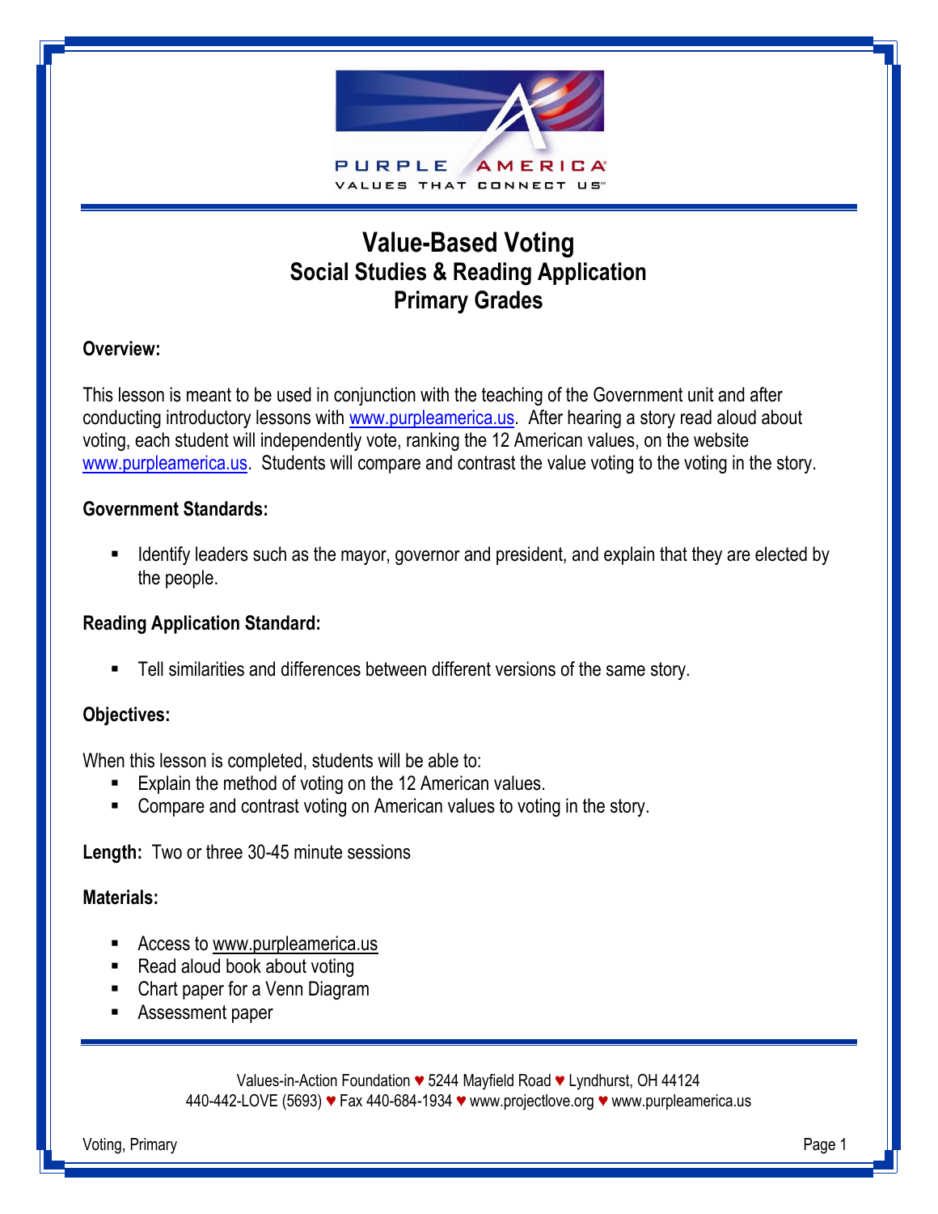# Value-Based Voting
## Social Studies & Reading Application
## Primary Grades

**Overview:**

This lesson is meant to be used in conjunction with the teaching of the Government unit and after conducting introductory lessons with www.purpleamerica.us. After hearing a story read aloud about voting, each student will independently vote, ranking the 12 American values, on the website www.purpleamerica.us. Students will compare and contrast the value voting to the voting in the story.

**Government Standards:**

- Identify leaders such as the mayor, governor and president, and explain that they are elected by the people.

**Reading Application Standard:**

- Tell similarities and differences between different versions of the same story.

**Objectives:**

When this lesson is completed, students will be able to:

- Explain the method of voting on the 12 American values.
- Compare and contrast voting on American values to voting in the story.

**Length:** Two or three 30-45 minute sessions

**Materials:**

- Access to www.purpleamerica.us
- Read aloud book about voting
- Chart paper for a Venn Diagram
- Assessment paper

Values-in-Action Foundation ♥ 5244 Mayfield Road ♥ Lyndhurst, OH 44124
440-442-LOVE (5693) ♥ Fax 440-684-1934 ♥ www.projectlove.org ♥ www.purpleamerica.us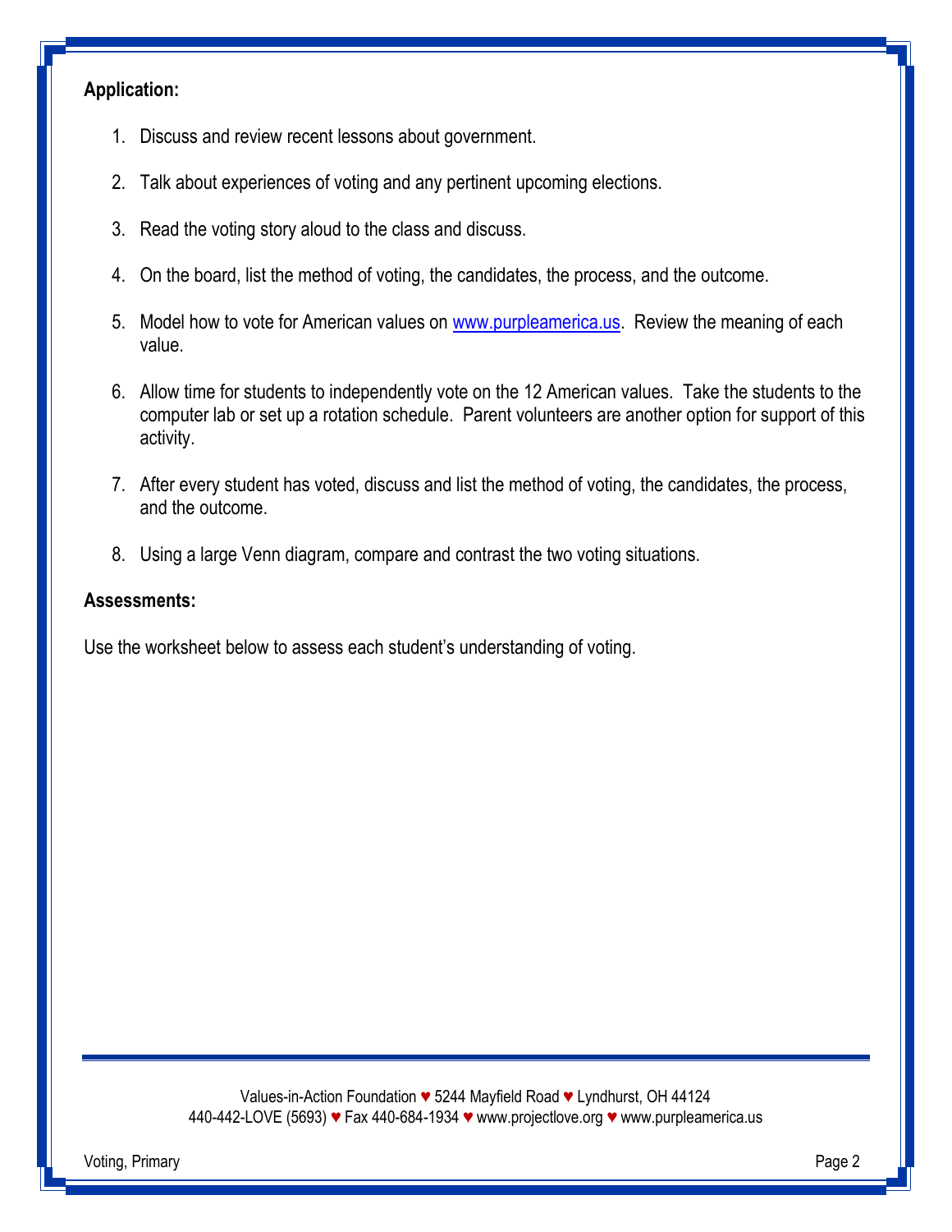**Application:**

1. Discuss and review recent lessons about government.
2. Talk about experiences of voting and any pertinent upcoming elections.
3. Read the voting story aloud to the class and discuss.
4. On the board, list the method of voting, the candidates, the process, and the outcome.
5. Model how to vote for American values on www.purpleamerica.us. Review the meaning of each value.
6. Allow time for students to independently vote on the 12 American values. Take the students to the computer lab or set up a rotation schedule. Parent volunteers are another option for support of this activity.
7. After every student has voted, discuss and list the method of voting, the candidates, the process, and the outcome.
8. Using a large Venn diagram, compare and contrast the two voting situations.

**Assessments:**

Use the worksheet below to assess each student's understanding of voting.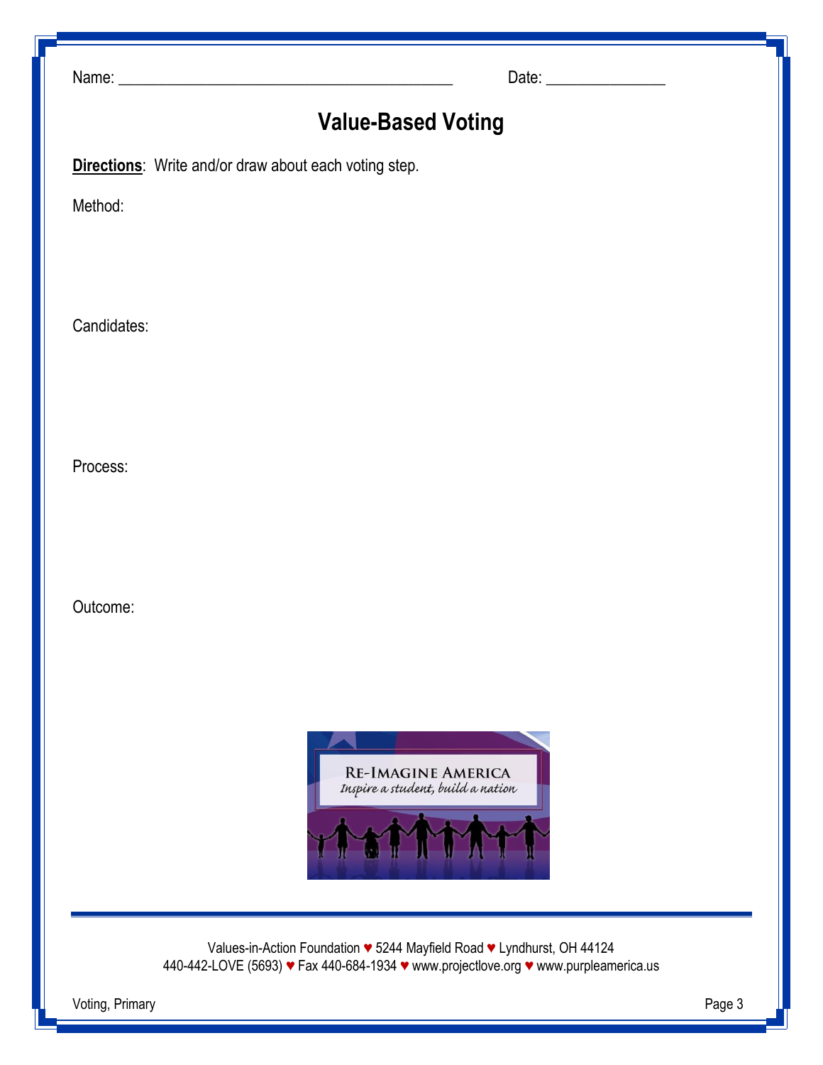Name: ___________________________________________ Date: _______________

# Value-Based Voting

**Directions**: Write and/or draw about each voting step.

Method:

Candidates:

Process:

Outcome:

Values-in-Action Foundation ♥ 5244 Mayfield Road ♥ Lyndhurst, OH 44124
440-442-LOVE (5693) ♥ Fax 440-684-1934 ♥ www.projectlove.org ♥ www.purpleamerica.us